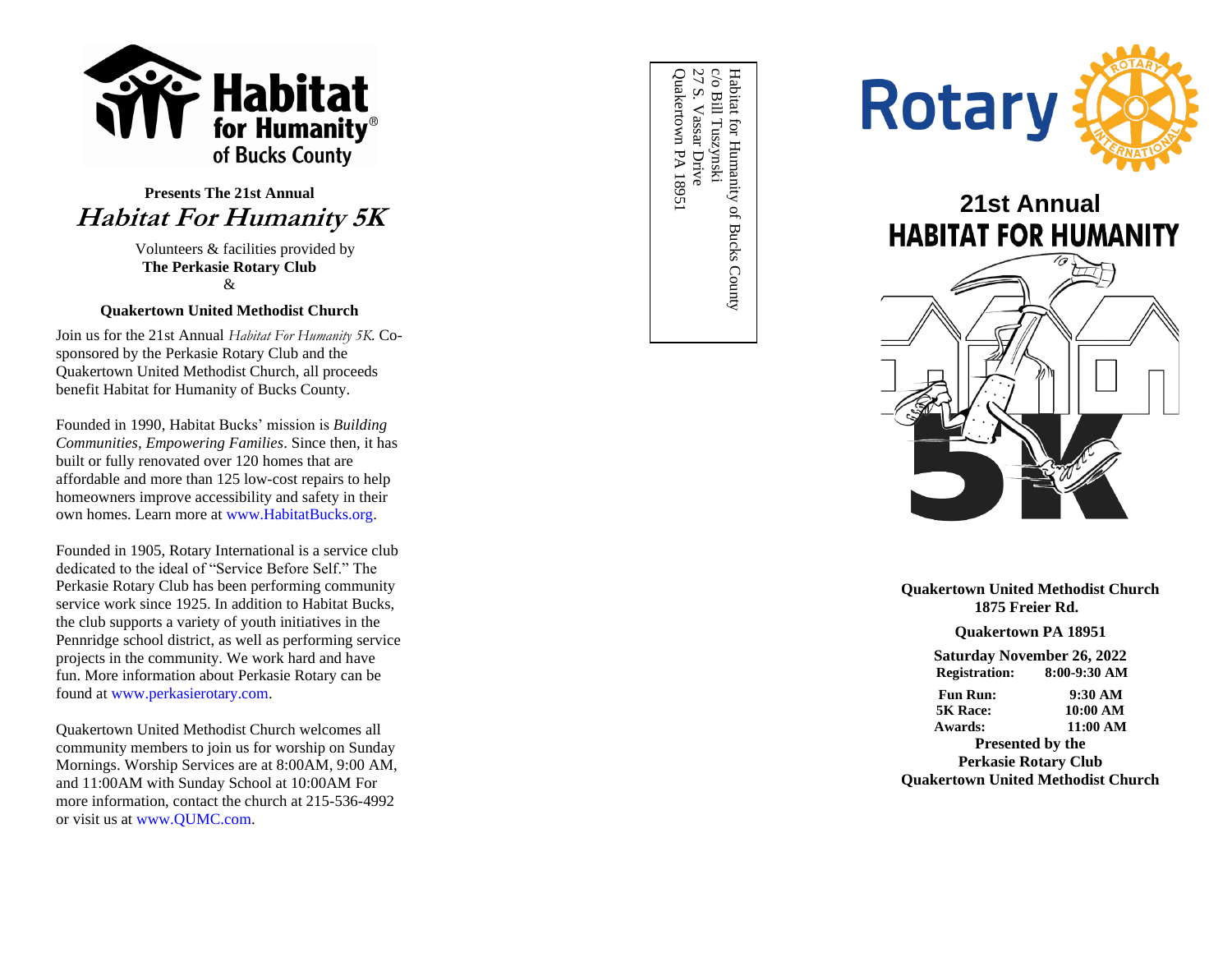Habitat for Humanity® of Bucks County

**Presents The 21st Annual**

# *Habitat For Humanity 5K*

Volunteers & facilities provided by
**The Perkasie Rotary Club**
&

**Quakertown United Methodist Church**

Join us for the 21st Annual *Habitat For Humanity 5K.* Co-sponsored by the Perkasie Rotary Club and the Quakertown United Methodist Church, all proceeds benefit Habitat for Humanity of Bucks County.

Founded in 1990, Habitat Bucks' mission is *Building Communities, Empowering Families*. Since then, it has built or fully renovated over 120 homes that are affordable and more than 125 low-cost repairs to help homeowners improve accessibility and safety in their own homes. Learn more at www.HabitatBucks.org.

Founded in 1905, Rotary International is a service club dedicated to the ideal of "Service Before Self." The Perkasie Rotary Club has been performing community service work since 1925. In addition to Habitat Bucks, the club supports a variety of youth initiatives in the Pennridge school district, as well as performing service projects in the community. We work hard and have fun. More information about Perkasie Rotary can be found at www.perkasierotary.com.

Quakertown United Methodist Church welcomes all community members to join us for worship on Sunday Mornings. Worship Services are at 8:00AM, 9:00 AM, and 11:00AM with Sunday School at 10:00AM For more information, contact the church at 215-536-4992 or visit us at www.QUMC.com.

Habitat for Humanity of Bucks County
c/o Bill Tuszynski
27 S. Vassar Drive
Quakertown PA 18951

Rotary

## 21st Annual
## HABITAT FOR HUMANITY 5K

**Quakertown United Methodist Church**
**1875 Freier Rd.**

**Quakertown PA 18951**

**Saturday November 26, 2022**

| | |
|---|---|
| **Registration:** | **8:00-9:30 AM** |
| **Fun Run:** | **9:30 AM** |
| **5K Race:** | **10:00 AM** |
| **Awards:** | **11:00 AM** |

**Presented by the**
**Perkasie Rotary Club**
**Quakertown United Methodist Church**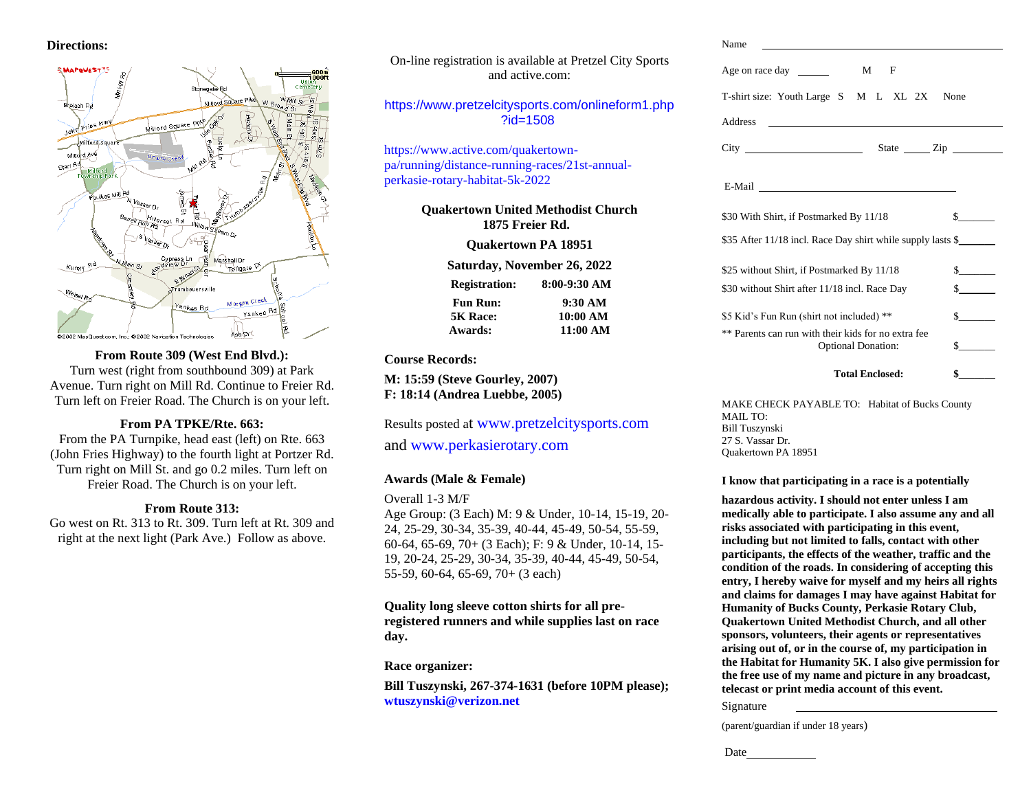**Directions:**

MapQuest map labels: Stonegate Rd, Milford Square Pike, Mill Rd, Freier Rd, Park Ave, N Main St, Union Cemetery, Milford Township Park, Trumbauersville, John Fries Hwy, Yankee Rd, Morgan Creek, ©2002 MapQuest.com, Inc.; ©2002 Navigation Technologies

**From Route 309 (West End Blvd.):**
Turn west (right from southbound 309) at Park Avenue. Turn right on Mill Rd. Continue to Freier Rd. Turn left on Freier Road. The Church is on your left.

**From PA TPKE/Rte. 663:**
From the PA Turnpike, head east (left) on Rte. 663 (John Fries Highway) to the fourth light at Portzer Rd. Turn right on Mill St. and go 0.2 miles. Turn left on Freier Road. The Church is on your left.

**From Route 313:**
Go west on Rt. 313 to Rt. 309. Turn left at Rt. 309 and right at the next light (Park Ave.) Follow as above.

On-line registration is available at Pretzel City Sports and active.com:

https://www.pretzelcitysports.com/onlineform1.php?id=1508

https://www.active.com/quakertown-pa/running/distance-running-races/21st-annual-perkasie-rotary-habitat-5k-2022

**Quakertown United Methodist Church**
**1875 Freier Rd.**
**Quakertown PA 18951**
**Saturday, November 26, 2022**

| | |
|---|---|
| **Registration:** | **8:00-9:30 AM** |
| **Fun Run:** | **9:30 AM** |
| **5K Race:** | **10:00 AM** |
| **Awards:** | **11:00 AM** |

**Course Records:**

**M: 15:59 (Steve Gourley, 2007)**
**F: 18:14 (Andrea Luebbe, 2005)**

Results posted at www.pretzelcitysports.com and www.perkasierotary.com

**Awards (Male & Female)**

Overall 1-3 M/F
Age Group: (3 Each) M: 9 & Under, 10-14, 15-19, 20-24, 25-29, 30-34, 35-39, 40-44, 45-49, 50-54, 55-59, 60-64, 65-69, 70+ (3 Each); F: 9 & Under, 10-14, 15-19, 20-24, 25-29, 30-34, 35-39, 40-44, 45-49, 50-54, 55-59, 60-64, 65-69, 70+ (3 each)

**Quality long sleeve cotton shirts for all pre-registered runners and while supplies last on race day.**

**Race organizer:**

**Bill Tuszynski, 267-374-1631 (before 10PM please); wtuszynski@verizon.net**

Name ______________________________

Age on race day _____ M F

T-shirt size: Youth Large S M L XL 2X None

Address ______________________________

City ______________ State _____ Zip _______

E-Mail ______________________________

| | |
|---|---|
| $30 With Shirt, if Postmarked By 11/18 | $_______ |
| $35 After 11/18 incl. Race Day shirt while supply lasts | $_______ |
| $25 without Shirt, if Postmarked By 11/18 | $_______ |
| $30 without Shirt after 11/18 incl. Race Day | $_______ |
| $5 Kid's Fun Run (shirt not included) ** | $_______ |
| ** Parents can run with their kids for no extra fee. Optional Donation: | $_______ |
| **Total Enclosed:** | **$_______** |

MAKE CHECK PAYABLE TO: Habitat of Bucks County
MAIL TO:
Bill Tuszynski
27 S. Vassar Dr.
Quakertown PA 18951

**I know that participating in a race is a potentially hazardous activity. I should not enter unless I am medically able to participate. I also assume any and all risks associated with participating in this event, including but not limited to falls, contact with other participants, the effects of the weather, traffic and the condition of the roads. In considering of accepting this entry, I hereby waive for myself and my heirs all rights and claims for damages I may have against Habitat for Humanity of Bucks County, Perkasie Rotary Club, Quakertown United Methodist Church, and all other sponsors, volunteers, their agents or representatives arising out of, or in the course of, my participation in the Habitat for Humanity 5K. I also give permission for the free use of my name and picture in any broadcast, telecast or print media account of this event.**

Signature ______________________________

(parent/guardian if under 18 years)

Date____________